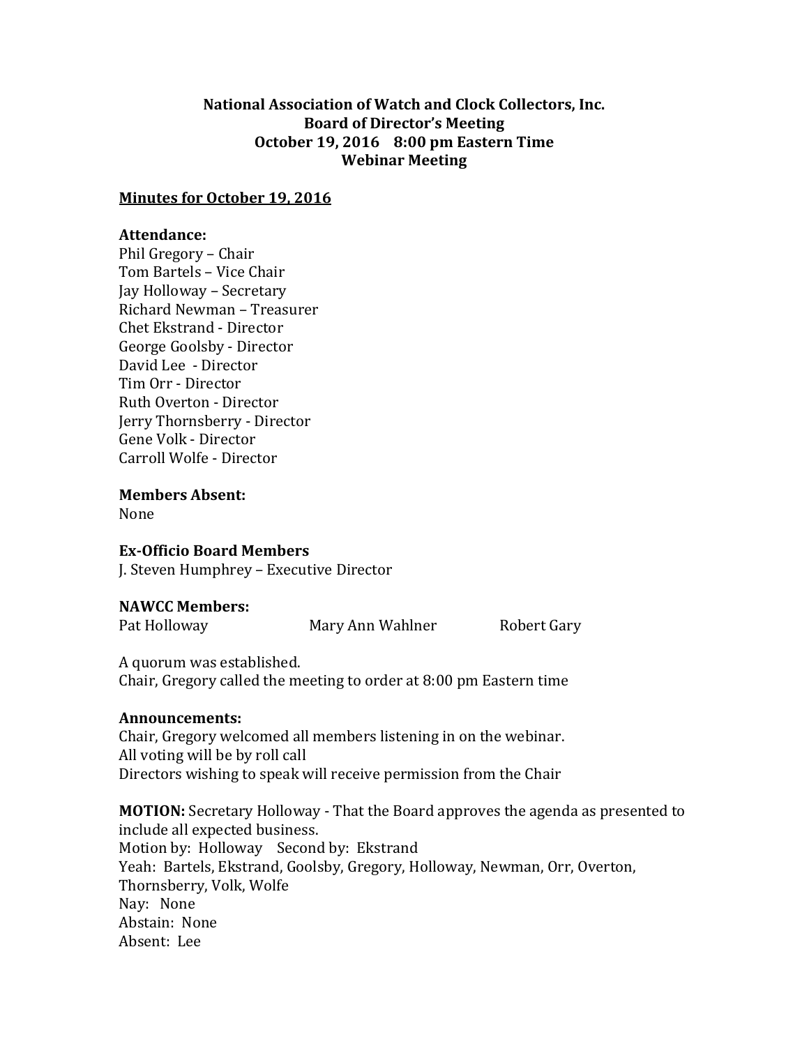**National Association of Watch and Clock Collectors, Inc.**
**Board of Director's Meeting**
**October 19, 2016 8:00 pm Eastern Time**
**Webinar Meeting**

**Minutes for October 19, 2016**

**Attendance:**
Phil Gregory – Chair
Tom Bartels – Vice Chair
Jay Holloway – Secretary
Richard Newman – Treasurer
Chet Ekstrand - Director
George Goolsby - Director
David Lee - Director
Tim Orr - Director
Ruth Overton - Director
Jerry Thornsberry - Director
Gene Volk - Director
Carroll Wolfe - Director

**Members Absent:**
None

**Ex-Officio Board Members**
J. Steven Humphrey – Executive Director

**NAWCC Members:**

| | | |
|---|---|---|
| Pat Holloway | Mary Ann Wahlner | Robert Gary |

A quorum was established.
Chair, Gregory called the meeting to order at 8:00 pm Eastern time

**Announcements:**
Chair, Gregory welcomed all members listening in on the webinar.
All voting will be by roll call
Directors wishing to speak will receive permission from the Chair

**MOTION:** Secretary Holloway - That the Board approves the agenda as presented to include all expected business.
Motion by: Holloway Second by: Ekstrand
Yeah: Bartels, Ekstrand, Goolsby, Gregory, Holloway, Newman, Orr, Overton, Thornsberry, Volk, Wolfe
Nay: None
Abstain: None
Absent: Lee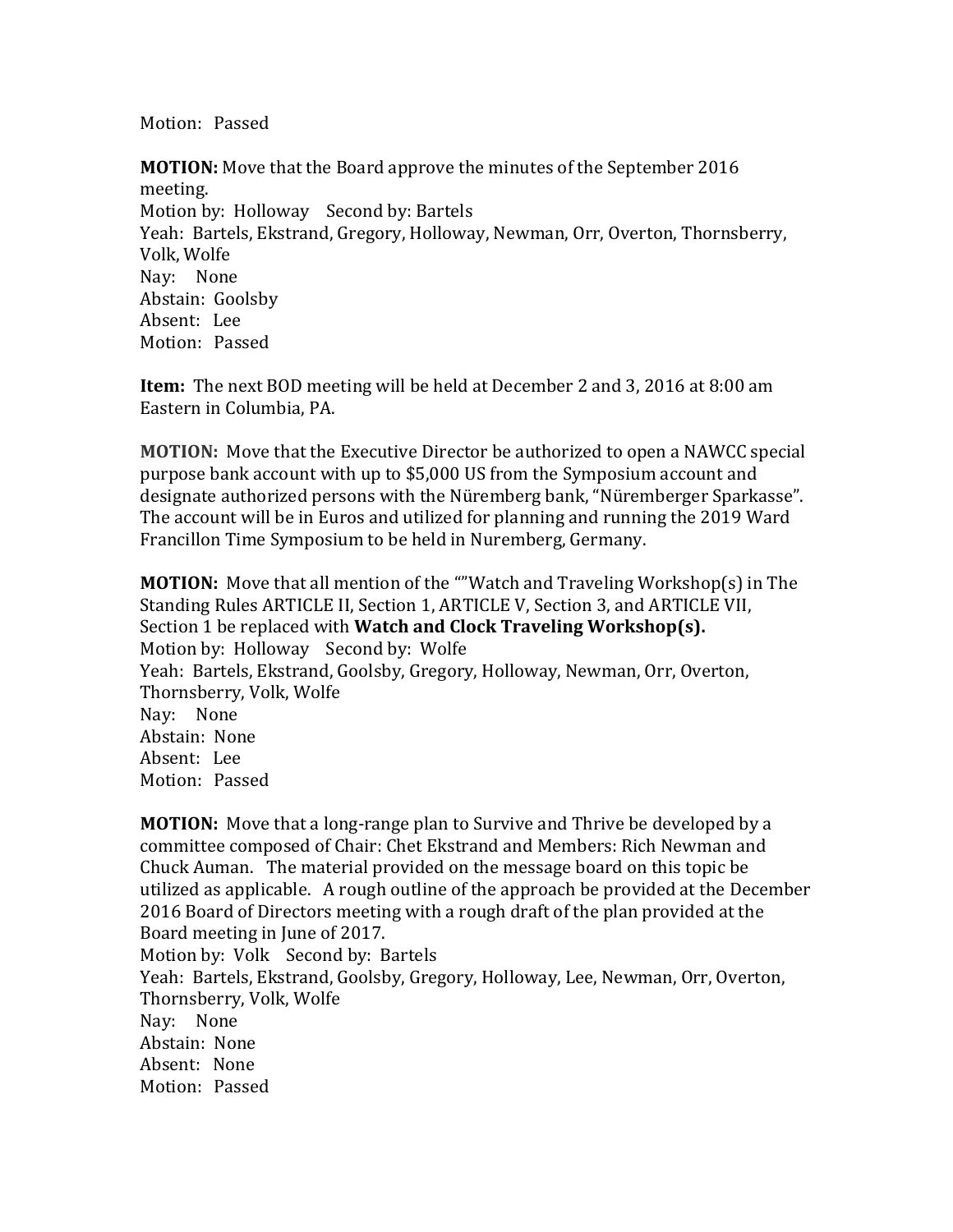Motion: Passed

**MOTION:** Move that the Board approve the minutes of the September 2016 meeting.
Motion by: Holloway Second by: Bartels
Yeah: Bartels, Ekstrand, Gregory, Holloway, Newman, Orr, Overton, Thornsberry, Volk, Wolfe
Nay: None
Abstain: Goolsby
Absent: Lee
Motion: Passed

**Item:** The next BOD meeting will be held at December 2 and 3, 2016 at 8:00 am Eastern in Columbia, PA.

**MOTION:** Move that the Executive Director be authorized to open a NAWCC special purpose bank account with up to $5,000 US from the Symposium account and designate authorized persons with the Nüremberg bank, "Nüremberger Sparkasse". The account will be in Euros and utilized for planning and running the 2019 Ward Francillon Time Symposium to be held in Nuremberg, Germany.

**MOTION:** Move that all mention of the ""Watch and Traveling Workshop(s) in The Standing Rules ARTICLE II, Section 1, ARTICLE V, Section 3, and ARTICLE VII, Section 1 be replaced with **Watch and Clock Traveling Workshop(s).**
Motion by: Holloway Second by: Wolfe
Yeah: Bartels, Ekstrand, Goolsby, Gregory, Holloway, Newman, Orr, Overton, Thornsberry, Volk, Wolfe
Nay: None
Abstain: None
Absent: Lee
Motion: Passed

**MOTION:** Move that a long-range plan to Survive and Thrive be developed by a committee composed of Chair: Chet Ekstrand and Members: Rich Newman and Chuck Auman. The material provided on the message board on this topic be utilized as applicable. A rough outline of the approach be provided at the December 2016 Board of Directors meeting with a rough draft of the plan provided at the Board meeting in June of 2017.
Motion by: Volk Second by: Bartels
Yeah: Bartels, Ekstrand, Goolsby, Gregory, Holloway, Lee, Newman, Orr, Overton, Thornsberry, Volk, Wolfe
Nay: None
Abstain: None
Absent: None
Motion: Passed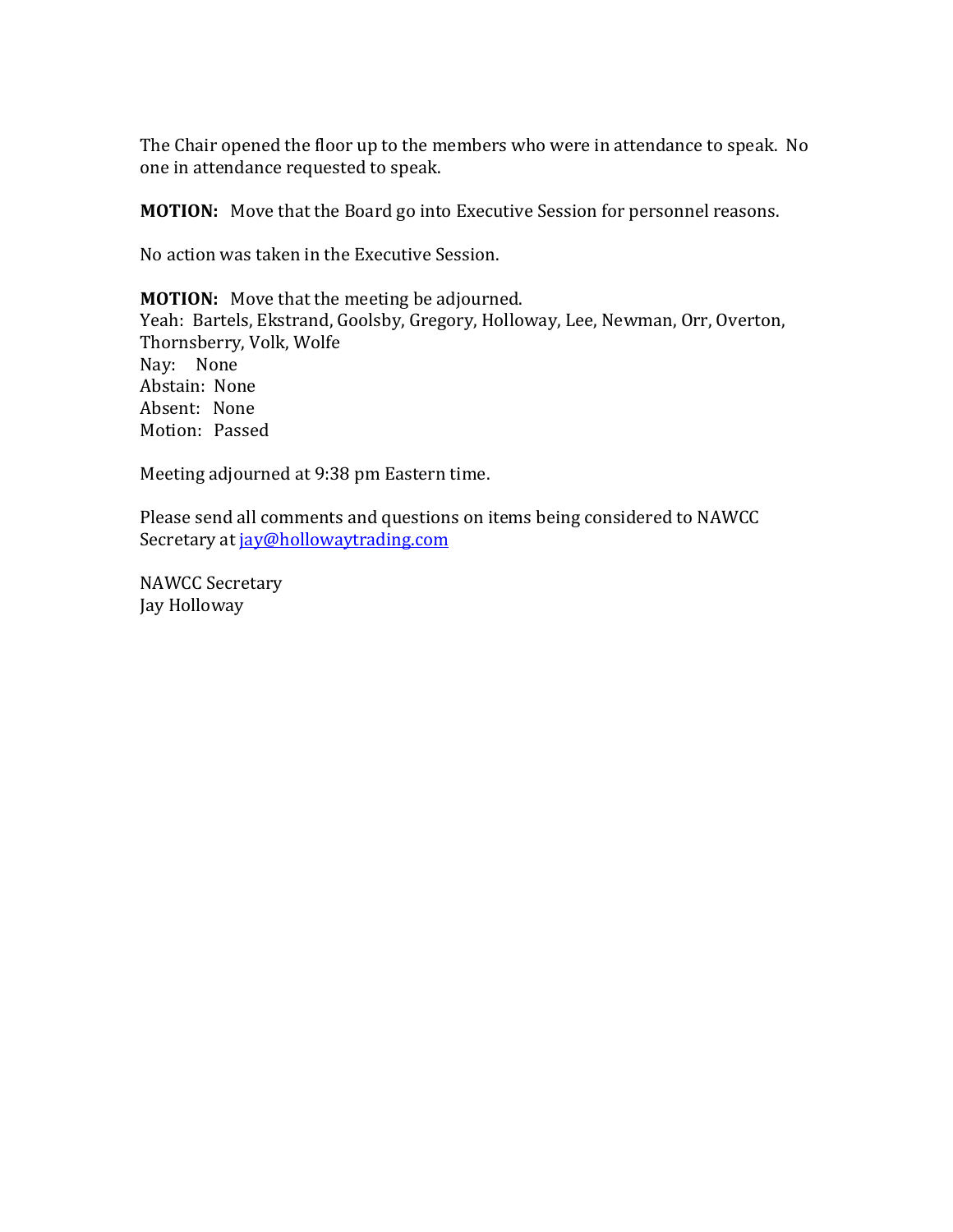The Chair opened the floor up to the members who were in attendance to speak. No one in attendance requested to speak.

**MOTION:** Move that the Board go into Executive Session for personnel reasons.

No action was taken in the Executive Session.

**MOTION:** Move that the meeting be adjourned.
Yeah: Bartels, Ekstrand, Goolsby, Gregory, Holloway, Lee, Newman, Orr, Overton, Thornsberry, Volk, Wolfe
Nay: None
Abstain: None
Absent: None
Motion: Passed

Meeting adjourned at 9:38 pm Eastern time.

Please send all comments and questions on items being considered to NAWCC Secretary at [jay@hollowaytrading.com](mailto:jay@hollowaytrading.com)

NAWCC Secretary
Jay Holloway